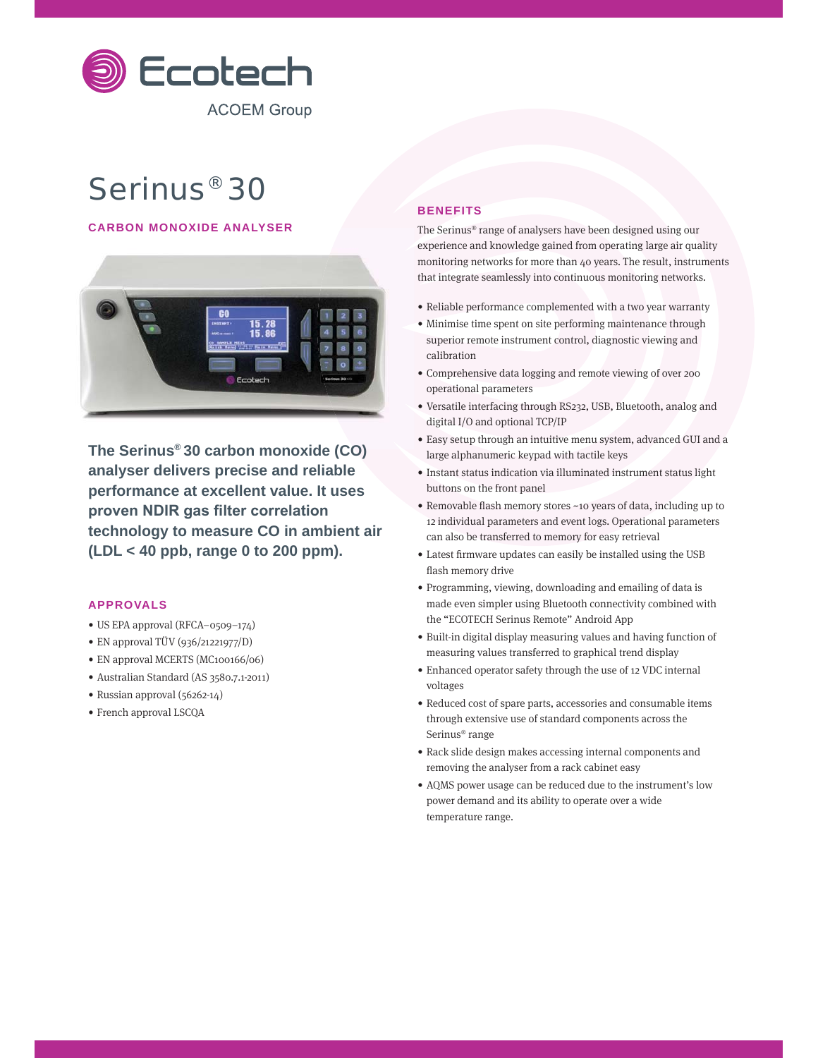Ecotech

ACOEM Group

# Serinus® 30

## CARBON MONOXIDE ANALYSER

**The Serinus® 30 carbon monoxide (CO) analyser delivers precise and reliable performance at excellent value. It uses proven NDIR gas filter correlation technology to measure CO in ambient air (LDL < 40 ppb, range 0 to 200 ppm).**

## APPROVALS

- US EPA approval (RFCA–0509–174)
- EN approval TÜV (936/21221977/D)
- EN approval MCERTS (MC100166/06)
- Australian Standard (AS 3580.7.1-2011)
- Russian approval (56262-14)
- French approval LSCQA

## BENEFITS

The Serinus® range of analysers have been designed using our experience and knowledge gained from operating large air quality monitoring networks for more than 40 years. The result, instruments that integrate seamlessly into continuous monitoring networks.

- Reliable performance complemented with a two year warranty
- Minimise time spent on site performing maintenance through superior remote instrument control, diagnostic viewing and calibration
- Comprehensive data logging and remote viewing of over 200 operational parameters
- Versatile interfacing through RS232, USB, Bluetooth, analog and digital I/O and optional TCP/IP
- Easy setup through an intuitive menu system, advanced GUI and a large alphanumeric keypad with tactile keys
- Instant status indication via illuminated instrument status light buttons on the front panel
- Removable flash memory stores ~10 years of data, including up to 12 individual parameters and event logs. Operational parameters can also be transferred to memory for easy retrieval
- Latest firmware updates can easily be installed using the USB flash memory drive
- Programming, viewing, downloading and emailing of data is made even simpler using Bluetooth connectivity combined with the "ECOTECH Serinus Remote" Android App
- Built-in digital display measuring values and having function of measuring values transferred to graphical trend display
- Enhanced operator safety through the use of 12 VDC internal voltages
- Reduced cost of spare parts, accessories and consumable items through extensive use of standard components across the Serinus® range
- Rack slide design makes accessing internal components and removing the analyser from a rack cabinet easy
- AQMS power usage can be reduced due to the instrument's low power demand and its ability to operate over a wide temperature range.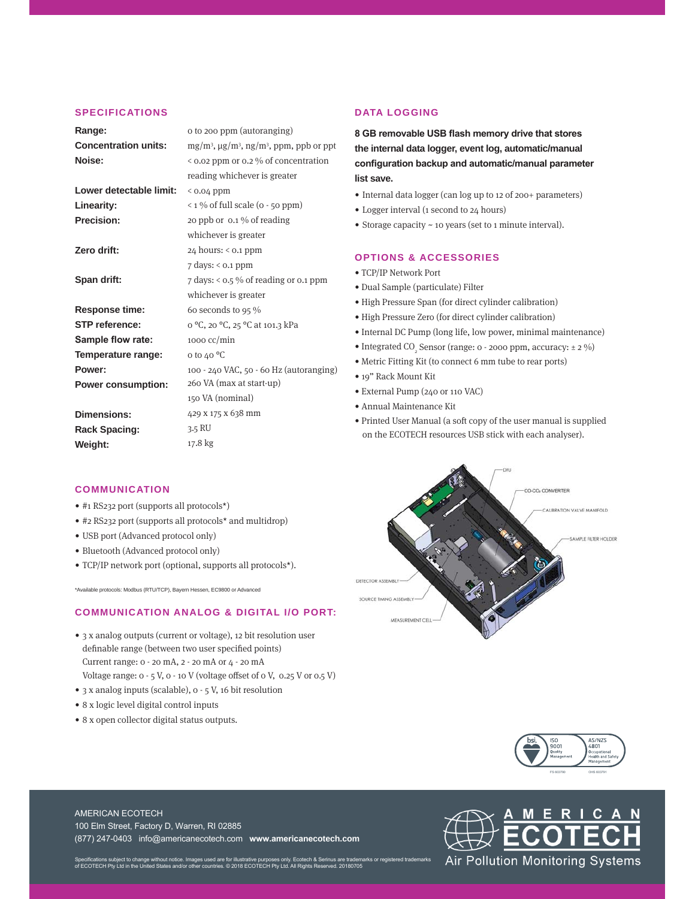## SPECIFICATIONS

| | |
|---|---|
| **Range:** | 0 to 200 ppm (autoranging) |
| **Concentration units:** | mg/m³, µg/m³, ng/m³, ppm, ppb or ppt |
| **Noise:** | < 0.02 ppm or 0.2 % of concentration reading whichever is greater |
| **Lower detectable limit:** | < 0.04 ppm |
| **Linearity:** | < 1 % of full scale (0 - 50 ppm) |
| **Precision:** | 20 ppb or 0.1 % of reading whichever is greater |
| **Zero drift:** | 24 hours: < 0.1 ppm<br>7 days: < 0.1 ppm |
| **Span drift:** | 7 days: < 0.5 % of reading or 0.1 ppm whichever is greater |
| **Response time:** | 60 seconds to 95 % |
| **STP reference:** | 0 °C, 20 °C, 25 °C at 101.3 kPa |
| **Sample flow rate:** | 1000 cc/min |
| **Temperature range:** | 0 to 40 °C |
| **Power:** | 100 - 240 VAC, 50 - 60 Hz (autoranging) |
| **Power consumption:** | 260 VA (max at start-up)<br>150 VA (nominal) |
| **Dimensions:** | 429 x 175 x 638 mm |
| **Rack Spacing:** | 3.5 RU |
| **Weight:** | 17.8 kg |

## COMMUNICATION

- #1 RS232 port (supports all protocols*)
- #2 RS232 port (supports all protocols* and multidrop)
- USB port (Advanced protocol only)
- Bluetooth (Advanced protocol only)
- TCP/IP network port (optional, supports all protocols*).

*Available protocols: Modbus (RTU/TCP), Bayern Hessen, EC9800 or Advanced

## COMMUNICATION ANALOG & DIGITAL I/O PORT:

- 3 x analog outputs (current or voltage), 12 bit resolution user definable range (between two user specified points)
  Current range: 0 - 20 mA, 2 - 20 mA or 4 - 20 mA
  Voltage range: 0 - 5 V, 0 - 10 V (voltage offset of 0 V, 0.25 V or 0.5 V)
- 3 x analog inputs (scalable), 0 - 5 V, 16 bit resolution
- 8 x logic level digital control inputs
- 8 x open collector digital status outputs.

## DATA LOGGING

**8 GB removable USB flash memory drive that stores the internal data logger, event log, automatic/manual configuration backup and automatic/manual parameter list save.**

- Internal data logger (can log up to 12 of 200+ parameters)
- Logger interval (1 second to 24 hours)
- Storage capacity ~ 10 years (set to 1 minute interval).

## OPTIONS & ACCESSORIES

- TCP/IP Network Port
- Dual Sample (particulate) Filter
- High Pressure Span (for direct cylinder calibration)
- High Pressure Zero (for direct cylinder calibration)
- Internal DC Pump (long life, low power, minimal maintenance)
- Integrated $CO_2$ Sensor (range: 0 - 2000 ppm, accuracy: ± 2 %)
- Metric Fitting Kit (to connect 6 mm tube to rear ports)
- 19" Rack Mount Kit
- External Pump (240 or 110 VAC)
- Annual Maintenance Kit
- Printed User Manual (a soft copy of the user manual is supplied on the ECOTECH resources USB stick with each analyser).

DFU
CO-$CO_2$ CONVERTER
CALIBRATION VALVE MANIFOLD
SAMPLE FILTER HOLDER
DETECTOR ASSEMBLY
SOURCE TIMING ASSEMBLY
MEASUREMENT CELL

AMERICAN ECOTECH
100 Elm Street, Factory D, Warren, RI 02885
(877) 247-0403 info@americanecotech.com **www.americanecotech.com**

Specifications subject to change without notice. Images used are for illustrative purposes only. Ecotech & Serinus are trademarks or registered trademarks of ECOTECH Pty Ltd in the United States and/or other countries. © 2018 ECOTECH Pty Ltd. All Rights Reserved. 20180705

AMERICAN ECOTECH
Air Pollution Monitoring Systems